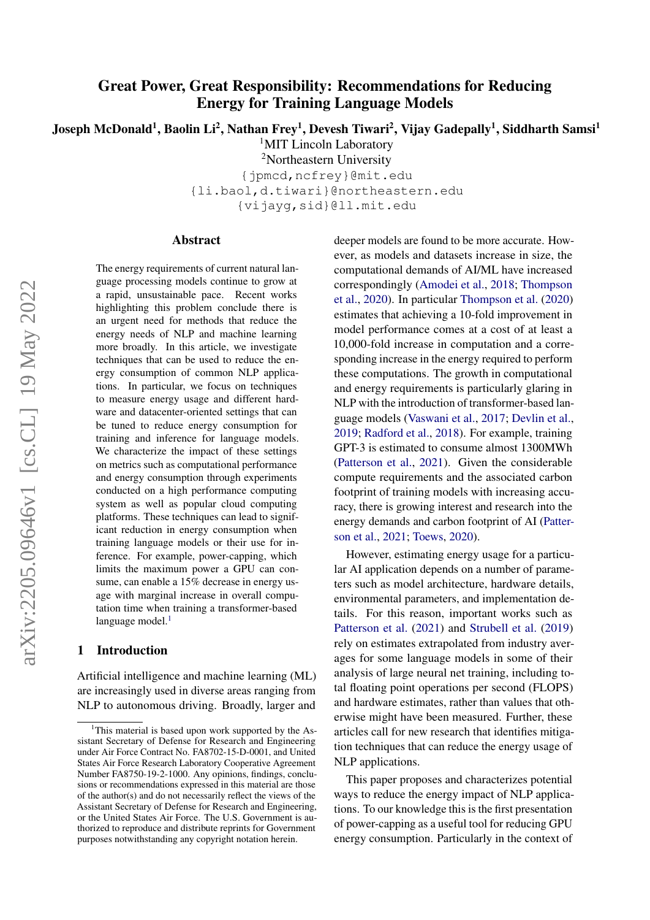# Great Power, Great Responsibility: Recommendations for Reducing Energy for Training Language Models

**Joseph McDonald[1], Baolin Li[2], Nathan Frey[1], Devesh Tiwari[2], Vijay Gadepally[1], Siddharth Samsi[1]**

[1]MIT Lincoln Laboratory
[2]Northeastern University

{jpmcd,ncfrey}@mit.edu
{li.baol,d.tiwari}@northeastern.edu
{vijayg,sid}@ll.mit.edu

## Abstract

The energy requirements of current natural language processing models continue to grow at a rapid, unsustainable pace. Recent works highlighting this problem conclude there is an urgent need for methods that reduce the energy needs of NLP and machine learning more broadly. In this article, we investigate techniques that can be used to reduce the energy consumption of common NLP applications. In particular, we focus on techniques to measure energy usage and different hardware and datacenter-oriented settings that can be tuned to reduce energy consumption for training and inference for language models. We characterize the impact of these settings on metrics such as computational performance and energy consumption through experiments conducted on a high performance computing system as well as popular cloud computing platforms. These techniques can lead to significant reduction in energy consumption when training language models or their use for inference. For example, power-capping, which limits the maximum power a GPU can consume, can enable a 15% decrease in energy usage with marginal increase in overall computation time when training a transformer-based language model.[1]

## 1 Introduction

Artificial intelligence and machine learning (ML) are increasingly used in diverse areas ranging from NLP to autonomous driving. Broadly, larger and deeper models are found to be more accurate. However, as models and datasets increase in size, the computational demands of AI/ML have increased correspondingly (Amodei et al., 2018; Thompson et al., 2020). In particular Thompson et al. (2020) estimates that achieving a 10-fold improvement in model performance comes at a cost of at least a 10,000-fold increase in computation and a corresponding increase in the energy required to perform these computations. The growth in computational and energy requirements is particularly glaring in NLP with the introduction of transformer-based language models (Vaswani et al., 2017; Devlin et al., 2019; Radford et al., 2018). For example, training GPT-3 is estimated to consume almost 1300MWh (Patterson et al., 2021). Given the considerable compute requirements and the associated carbon footprint of training models with increasing accuracy, there is growing interest and research into the energy demands and carbon footprint of AI (Patterson et al., 2021; Toews, 2020).

However, estimating energy usage for a particular AI application depends on a number of parameters such as model architecture, hardware details, environmental parameters, and implementation details. For this reason, important works such as Patterson et al. (2021) and Strubell et al. (2019) rely on estimates extrapolated from industry averages for some language models in some of their analysis of large neural net training, including total floating point operations per second (FLOPS) and hardware estimates, rather than values that otherwise might have been measured. Further, these articles call for new research that identifies mitigation techniques that can reduce the energy usage of NLP applications.

This paper proposes and characterizes potential ways to reduce the energy impact of NLP applications. To our knowledge this is the first presentation of power-capping as a useful tool for reducing GPU energy consumption. Particularly in the context of

[1]This material is based upon work supported by the Assistant Secretary of Defense for Research and Engineering under Air Force Contract No. FA8702-15-D-0001, and United States Air Force Research Laboratory Cooperative Agreement Number FA8750-19-2-1000. Any opinions, findings, conclusions or recommendations expressed in this material are those of the author(s) and do not necessarily reflect the views of the Assistant Secretary of Defense for Research and Engineering, or the United States Air Force. The U.S. Government is authorized to reproduce and distribute reprints for Government purposes notwithstanding any copyright notation herein.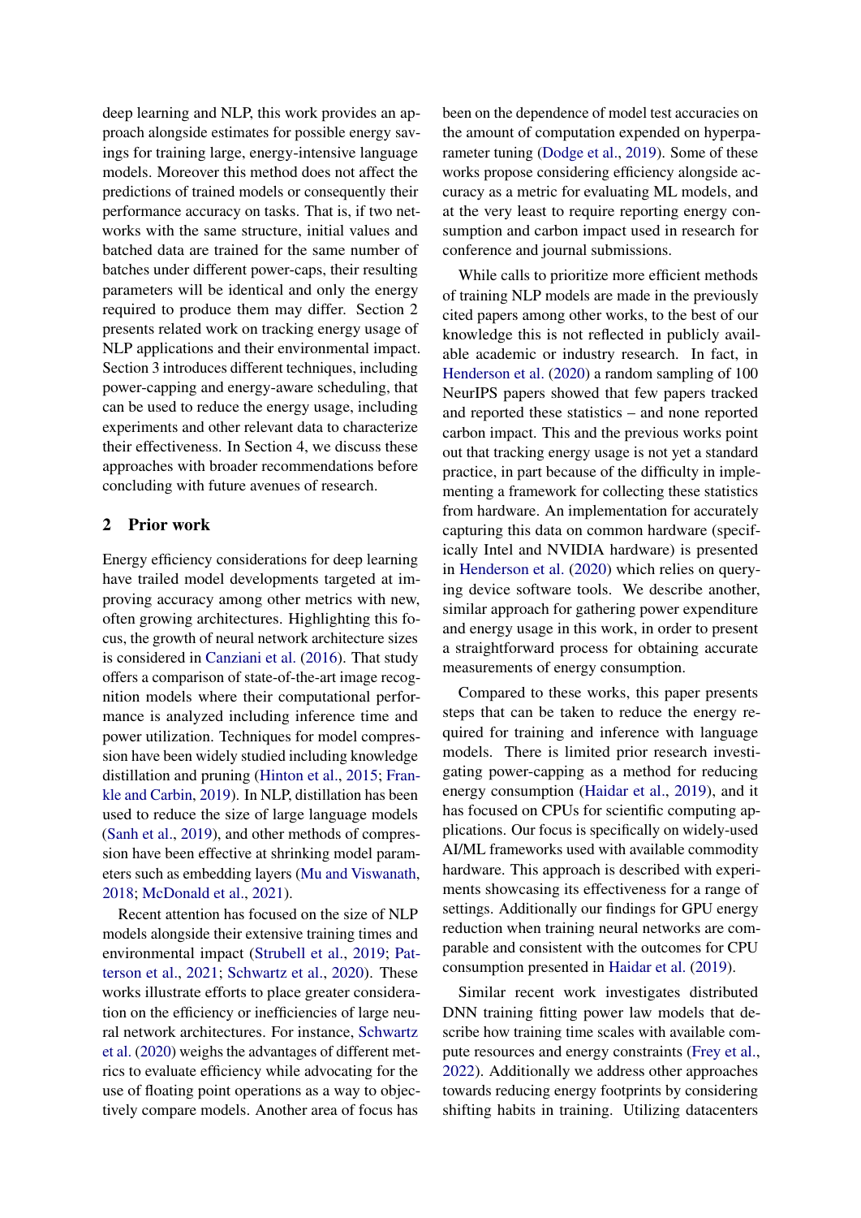deep learning and NLP, this work provides an approach alongside estimates for possible energy savings for training large, energy-intensive language models. Moreover this method does not affect the predictions of trained models or consequently their performance accuracy on tasks. That is, if two networks with the same structure, initial values and batched data are trained for the same number of batches under different power-caps, their resulting parameters will be identical and only the energy required to produce them may differ. Section 2 presents related work on tracking energy usage of NLP applications and their environmental impact. Section 3 introduces different techniques, including power-capping and energy-aware scheduling, that can be used to reduce the energy usage, including experiments and other relevant data to characterize their effectiveness. In Section 4, we discuss these approaches with broader recommendations before concluding with future avenues of research.

## 2 Prior work

Energy efficiency considerations for deep learning have trailed model developments targeted at improving accuracy among other metrics with new, often growing architectures. Highlighting this focus, the growth of neural network architecture sizes is considered in Canziani et al. (2016). That study offers a comparison of state-of-the-art image recognition models where their computational performance is analyzed including inference time and power utilization. Techniques for model compression have been widely studied including knowledge distillation and pruning (Hinton et al., 2015; Frankle and Carbin, 2019). In NLP, distillation has been used to reduce the size of large language models (Sanh et al., 2019), and other methods of compression have been effective at shrinking model parameters such as embedding layers (Mu and Viswanath, 2018; McDonald et al., 2021).

Recent attention has focused on the size of NLP models alongside their extensive training times and environmental impact (Strubell et al., 2019; Patterson et al., 2021; Schwartz et al., 2020). These works illustrate efforts to place greater consideration on the efficiency or inefficiencies of large neural network architectures. For instance, Schwartz et al. (2020) weighs the advantages of different metrics to evaluate efficiency while advocating for the use of floating point operations as a way to objectively compare models. Another area of focus has been on the dependence of model test accuracies on the amount of computation expended on hyperparameter tuning (Dodge et al., 2019). Some of these works propose considering efficiency alongside accuracy as a metric for evaluating ML models, and at the very least to require reporting energy consumption and carbon impact used in research for conference and journal submissions.

While calls to prioritize more efficient methods of training NLP models are made in the previously cited papers among other works, to the best of our knowledge this is not reflected in publicly available academic or industry research. In fact, in Henderson et al. (2020) a random sampling of 100 NeurIPS papers showed that few papers tracked and reported these statistics – and none reported carbon impact. This and the previous works point out that tracking energy usage is not yet a standard practice, in part because of the difficulty in implementing a framework for collecting these statistics from hardware. An implementation for accurately capturing this data on common hardware (specifically Intel and NVIDIA hardware) is presented in Henderson et al. (2020) which relies on querying device software tools. We describe another, similar approach for gathering power expenditure and energy usage in this work, in order to present a straightforward process for obtaining accurate measurements of energy consumption.

Compared to these works, this paper presents steps that can be taken to reduce the energy required for training and inference with language models. There is limited prior research investigating power-capping as a method for reducing energy consumption (Haidar et al., 2019), and it has focused on CPUs for scientific computing applications. Our focus is specifically on widely-used AI/ML frameworks used with available commodity hardware. This approach is described with experiments showcasing its effectiveness for a range of settings. Additionally our findings for GPU energy reduction when training neural networks are comparable and consistent with the outcomes for CPU consumption presented in Haidar et al. (2019).

Similar recent work investigates distributed DNN training fitting power law models that describe how training time scales with available compute resources and energy constraints (Frey et al., 2022). Additionally we address other approaches towards reducing energy footprints by considering shifting habits in training. Utilizing datacenters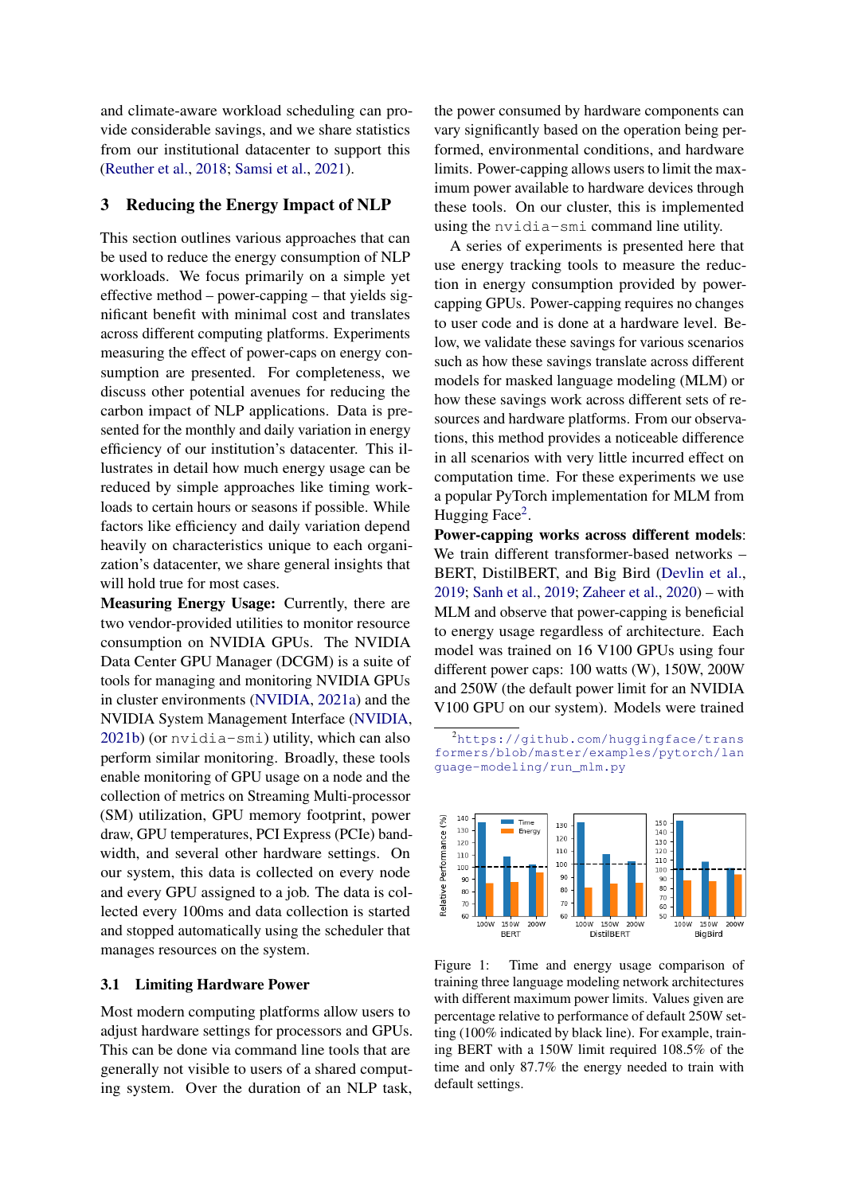and climate-aware workload scheduling can provide considerable savings, and we share statistics from our institutional datacenter to support this (Reuther et al., 2018; Samsi et al., 2021).

## 3 Reducing the Energy Impact of NLP

This section outlines various approaches that can be used to reduce the energy consumption of NLP workloads. We focus primarily on a simple yet effective method – power-capping – that yields significant benefit with minimal cost and translates across different computing platforms. Experiments measuring the effect of power-caps on energy consumption are presented. For completeness, we discuss other potential avenues for reducing the carbon impact of NLP applications. Data is presented for the monthly and daily variation in energy efficiency of our institution's datacenter. This illustrates in detail how much energy usage can be reduced by simple approaches like timing workloads to certain hours or seasons if possible. While factors like efficiency and daily variation depend heavily on characteristics unique to each organization's datacenter, we share general insights that will hold true for most cases.

**Measuring Energy Usage:** Currently, there are two vendor-provided utilities to monitor resource consumption on NVIDIA GPUs. The NVIDIA Data Center GPU Manager (DCGM) is a suite of tools for managing and monitoring NVIDIA GPUs in cluster environments (NVIDIA, 2021a) and the NVIDIA System Management Interface (NVIDIA, 2021b) (or `nvidia-smi`) utility, which can also perform similar monitoring. Broadly, these tools enable monitoring of GPU usage on a node and the collection of metrics on Streaming Multi-processor (SM) utilization, GPU memory footprint, power draw, GPU temperatures, PCI Express (PCIe) bandwidth, and several other hardware settings. On our system, this data is collected on every node and every GPU assigned to a job. The data is collected every 100ms and data collection is started and stopped automatically using the scheduler that manages resources on the system.

### 3.1 Limiting Hardware Power

Most modern computing platforms allow users to adjust hardware settings for processors and GPUs. This can be done via command line tools that are generally not visible to users of a shared computing system. Over the duration of an NLP task, the power consumed by hardware components can vary significantly based on the operation being performed, environmental conditions, and hardware limits. Power-capping allows users to limit the maximum power available to hardware devices through these tools. On our cluster, this is implemented using the `nvidia-smi` command line utility.

A series of experiments is presented here that use energy tracking tools to measure the reduction in energy consumption provided by power-capping GPUs. Power-capping requires no changes to user code and is done at a hardware level. Below, we validate these savings for various scenarios such as how these savings translate across different models for masked language modeling (MLM) or how these savings work across different sets of resources and hardware platforms. From our observations, this method provides a noticeable difference in all scenarios with very little incurred effect on computation time. For these experiments we use a popular PyTorch implementation for MLM from Hugging Face[2].

**Power-capping works across different models**: We train different transformer-based networks – BERT, DistilBERT, and Big Bird (Devlin et al., 2019; Sanh et al., 2019; Zaheer et al., 2020) – with MLM and observe that power-capping is beneficial to energy usage regardless of architecture. Each model was trained on 16 V100 GPUs using four different power caps: 100 watts (W), 150W, 200W and 250W (the default power limit for an NVIDIA V100 GPU on our system). Models were trained

[2] https://github.com/huggingface/transformers/blob/master/examples/pytorch/language-modeling/run_mlm.py

Figure 1: Time and energy usage comparison of training three language modeling network architectures with different maximum power limits. Values given are percentage relative to performance of default 250W setting (100% indicated by black line). For example, training BERT with a 150W limit required 108.5% of the time and only 87.7% the energy needed to train with default settings.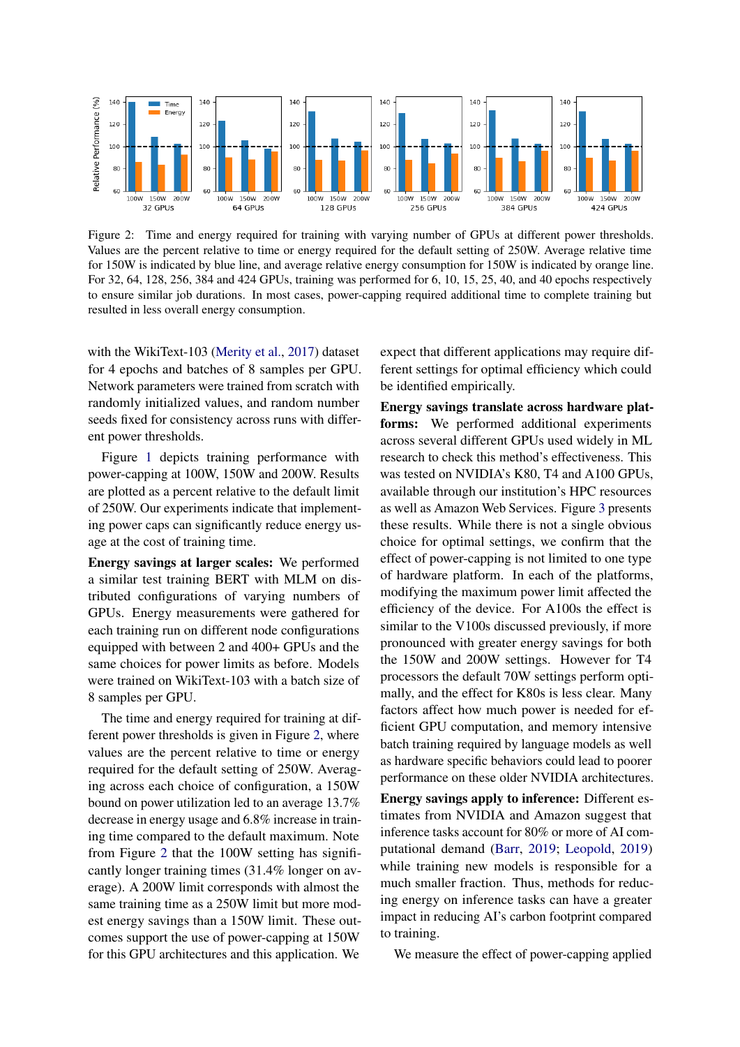Figure 2: Time and energy required for training with varying number of GPUs at different power thresholds. Values are the percent relative to time or energy required for the default setting of 250W. Average relative time for 150W is indicated by blue line, and average relative energy consumption for 150W is indicated by orange line. For 32, 64, 128, 256, 384 and 424 GPUs, training was performed for 6, 10, 15, 25, 40, and 40 epochs respectively to ensure similar job durations. In most cases, power-capping required additional time to complete training but resulted in less overall energy consumption.

with the WikiText-103 (Merity et al., 2017) dataset for 4 epochs and batches of 8 samples per GPU. Network parameters were trained from scratch with randomly initialized values, and random number seeds fixed for consistency across runs with different power thresholds.

Figure 1 depicts training performance with power-capping at 100W, 150W and 200W. Results are plotted as a percent relative to the default limit of 250W. Our experiments indicate that implementing power caps can significantly reduce energy usage at the cost of training time.

**Energy savings at larger scales:** We performed a similar test training BERT with MLM on distributed configurations of varying numbers of GPUs. Energy measurements were gathered for each training run on different node configurations equipped with between 2 and 400+ GPUs and the same choices for power limits as before. Models were trained on WikiText-103 with a batch size of 8 samples per GPU.

The time and energy required for training at different power thresholds is given in Figure 2, where values are the percent relative to time or energy required for the default setting of 250W. Averaging across each choice of configuration, a 150W bound on power utilization led to an average 13.7% decrease in energy usage and 6.8% increase in training time compared to the default maximum. Note from Figure 2 that the 100W setting has significantly longer training times (31.4% longer on average). A 200W limit corresponds with almost the same training time as a 250W limit but more modest energy savings than a 150W limit. These outcomes support the use of power-capping at 150W for this GPU architectures and this application. We expect that different applications may require different settings for optimal efficiency which could be identified empirically.

**Energy savings translate across hardware platforms:** We performed additional experiments across several different GPUs used widely in ML research to check this method's effectiveness. This was tested on NVIDIA's K80, T4 and A100 GPUs, available through our institution's HPC resources as well as Amazon Web Services. Figure 3 presents these results. While there is not a single obvious choice for optimal settings, we confirm that the effect of power-capping is not limited to one type of hardware platform. In each of the platforms, modifying the maximum power limit affected the efficiency of the device. For A100s the effect is similar to the V100s discussed previously, if more pronounced with greater energy savings for both the 150W and 200W settings. However for T4 processors the default 70W settings perform optimally, and the effect for K80s is less clear. Many factors affect how much power is needed for efficient GPU computation, and memory intensive batch training required by language models as well as hardware specific behaviors could lead to poorer performance on these older NVIDIA architectures.

**Energy savings apply to inference:** Different estimates from NVIDIA and Amazon suggest that inference tasks account for 80% or more of AI computational demand (Barr, 2019; Leopold, 2019) while training new models is responsible for a much smaller fraction. Thus, methods for reducing energy on inference tasks can have a greater impact in reducing AI's carbon footprint compared to training.

We measure the effect of power-capping applied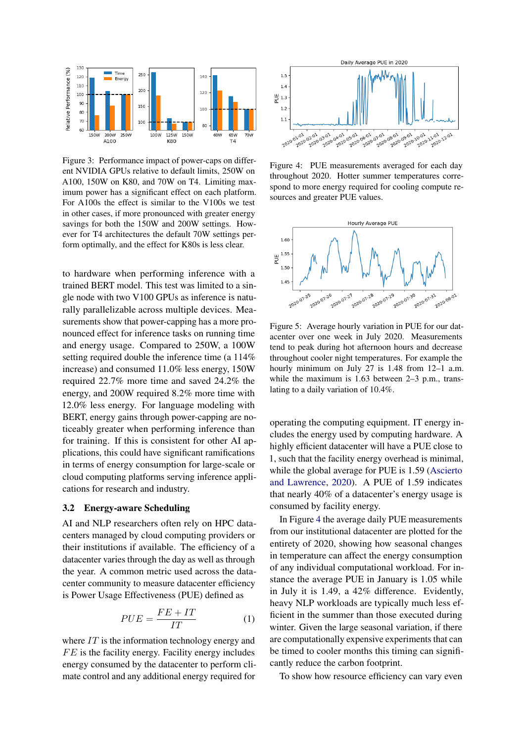Figure 3: Performance impact of power-caps on different NVIDIA GPUs relative to default limits, 250W on A100, 150W on K80, and 70W on T4. Limiting maximum power has a significant effect on each platform. For A100s the effect is similar to the V100s we test in other cases, if more pronounced with greater energy savings for both the 150W and 200W settings. However for T4 architectures the default 70W settings perform optimally, and the effect for K80s is less clear.

to hardware when performing inference with a trained BERT model. This test was limited to a single node with two V100 GPUs as inference is naturally parallelizable across multiple devices. Measurements show that power-capping has a more pronounced effect for inference tasks on running time and energy usage. Compared to 250W, a 100W setting required double the inference time (a 114% increase) and consumed 11.0% less energy, 150W required 22.7% more time and saved 24.2% the energy, and 200W required 8.2% more time with 12.0% less energy. For language modeling with BERT, energy gains through power-capping are noticeably greater when performing inference than for training. If this is consistent for other AI applications, this could have significant ramifications in terms of energy consumption for large-scale or cloud computing platforms serving inference applications for research and industry.

## 3.2 Energy-aware Scheduling

AI and NLP researchers often rely on HPC datacenters managed by cloud computing providers or their institutions if available. The efficiency of a datacenter varies through the day as well as through the year. A common metric used across the datacenter community to measure datacenter efficiency is Power Usage Effectiveness (PUE) defined as

$$PUE = \frac{FE + IT}{IT} \quad (1)$$

where $IT$ is the information technology energy and $FE$ is the facility energy. Facility includes energy consumed by the datacenter to perform climate control and any additional energy required for operating the computing equipment. IT energy includes the energy used by computing hardware. A highly efficient datacenter will have a PUE close to 1, such that the facility energy overhead is minimal, while the global average for PUE is 1.59 (Ascierto and Lawrence, 2020). A PUE of 1.59 indicates that nearly 40% of a datacenter's energy usage is consumed by facility energy.

Figure 4: PUE measurements averaged for each day throughout 2020. Hotter summer temperatures correspond to more energy required for cooling compute resources and greater PUE values.

Figure 5: Average hourly variation in PUE for our datacenter over one week in July 2020. Measurements tend to peak during hot afternoon hours and decrease throughout cooler night temperatures. For example the hourly minimum on July 27 is 1.48 from 12–1 a.m. while the maximum is 1.63 between 2–3 p.m., translating to a daily variation of 10.4%.

In Figure 4 the average daily PUE measurements from our institutional datacenter are plotted for the entirety of 2020, showing how seasonal changes in temperature can affect the energy consumption of any individual computational workload. For instance the average PUE in January is 1.05 while in July it is 1.49, a 42% difference. Evidently, heavy NLP workloads are typically much less efficient in the summer than those executed during winter. Given the large seasonal variation, if there are computationally expensive experiments that can be timed to cooler months this timing can significantly reduce the carbon footprint.

To show how resource efficiency can vary even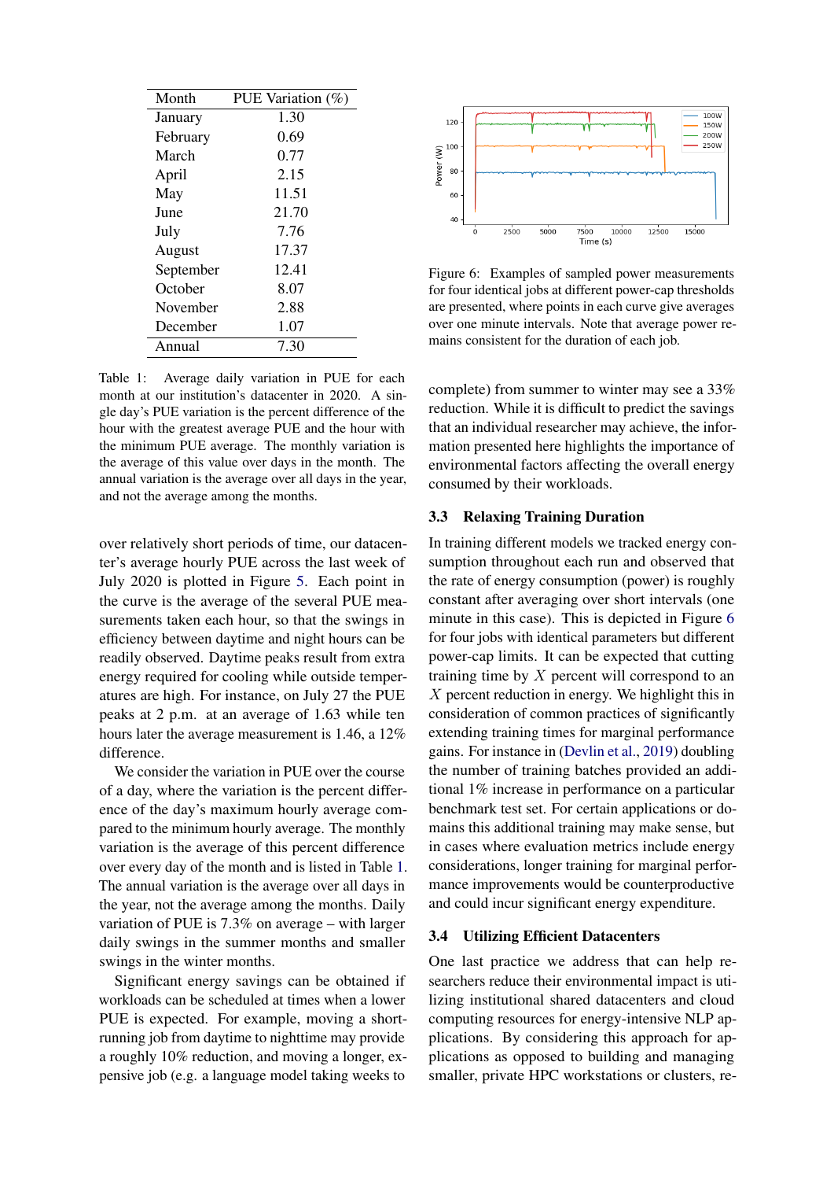| Month | PUE Variation (%) |
|---|---|
| January | 1.30 |
| February | 0.69 |
| March | 0.77 |
| April | 2.15 |
| May | 11.51 |
| June | 21.70 |
| July | 7.76 |
| August | 17.37 |
| September | 12.41 |
| October | 8.07 |
| November | 2.88 |
| December | 1.07 |
| Annual | 7.30 |

Table 1: Average daily variation in PUE for each month at our institution's datacenter in 2020. A single day's PUE variation is the percent difference of the hour with the greatest average PUE and the hour with the minimum PUE average. The monthly variation is the average of this value over days in the month. The annual variation is the average over all days in the year, and not the average among the months.

over relatively short periods of time, our datacenter's average hourly PUE across the last week of July 2020 is plotted in Figure 5. Each point in the curve is the average of the several PUE measurements taken each hour, so that the swings in efficiency between daytime and night hours can be readily observed. Daytime peaks result from extra energy required for cooling while outside temperatures are high. For instance, on July 27 the PUE peaks at 2 p.m. at an average of 1.63 while ten hours later the average measurement is 1.46, a 12% difference.

We consider the variation in PUE over the course of a day, where the variation is the percent difference of the day's maximum hourly average compared to the minimum hourly average. The monthly variation is the average of this percent difference over every day of the month and is listed in Table 1. The annual variation is the average over all days in the year, not the average among the months. Daily variation of PUE is 7.3% on average – with larger daily swings in the summer months and smaller swings in the winter months.

Significant energy savings can be obtained if workloads can be scheduled at times when a lower PUE is expected. For example, moving a short-running job from daytime to nighttime may provide a roughly 10% reduction, and moving a longer, expensive job (e.g. a language model taking weeks to complete) from summer to winter may see a 33% reduction. While it is difficult to predict the savings that an individual researcher may achieve, the information presented here highlights the importance of environmental factors affecting the overall energy consumed by their workloads.

Figure 6: Examples of sampled power measurements for four identical jobs at different power-cap thresholds are presented, where points in each curve give averages over one minute intervals. Note that average power remains consistent for the duration of each job.

### 3.3 Relaxing Training Duration

In training different models we tracked energy consumption throughout each run and observed that the rate of energy consumption (power) is roughly constant after averaging over short intervals (one minute in this case). This is depicted in Figure 6 for four jobs with identical parameters but different power-cap limits. It can be expected that cutting training time by $X$ percent will correspond to an $X$ percent reduction in energy. We highlight this in consideration of common practices of significantly extending training times for marginal performance gains. For instance in (Devlin et al., 2019) doubling the number of training batches provided an additional 1% increase in performance on a particular benchmark test set. For certain applications or domains this additional training may make sense, but in cases where evaluation metrics include energy considerations, longer training for marginal performance improvements would be counterproductive and could incur significant energy expenditure.

### 3.4 Utilizing Efficient Datacenters

One last practice we address that can help researchers reduce their environmental impact is utilizing institutional shared datacenters and cloud computing resources for energy-intensive NLP applications. By considering this approach for applications as opposed to building and managing smaller, private HPC workstations or clusters, re-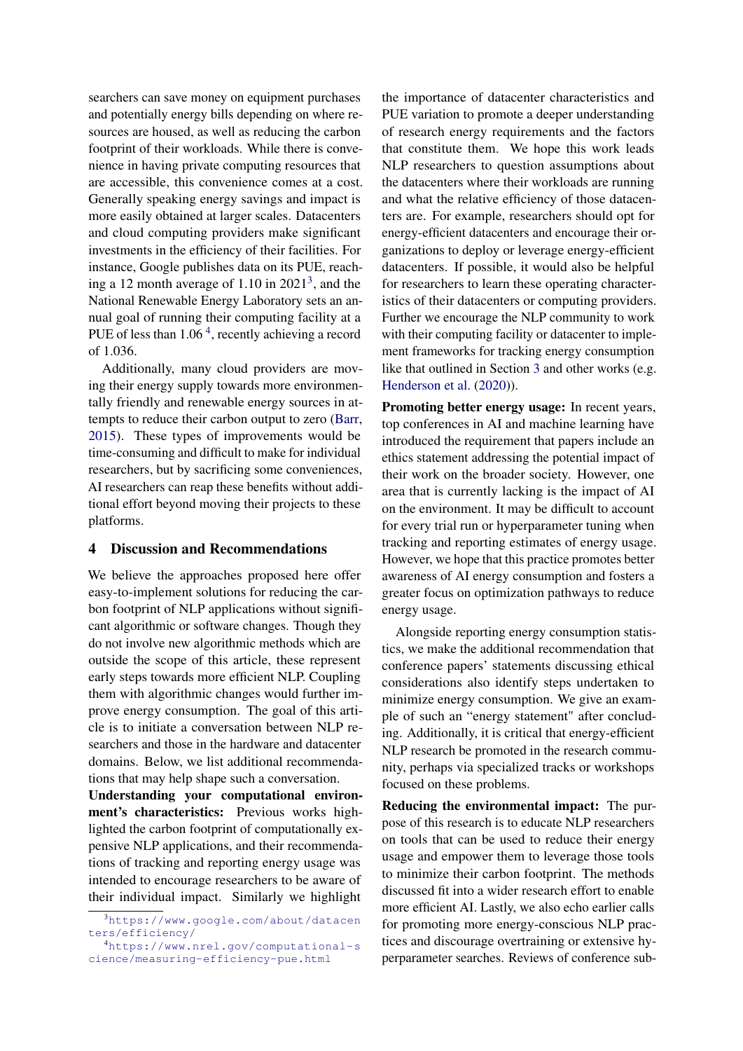searchers can save money on equipment purchases and potentially energy bills depending on where resources are housed, as well as reducing the carbon footprint of their workloads. While there is convenience in having private computing resources that are accessible, this convenience comes at a cost. Generally speaking energy savings and impact is more easily obtained at larger scales. Datacenters and cloud computing providers make significant investments in the efficiency of their facilities. For instance, Google publishes data on its PUE, reaching a 12 month average of 1.10 in 2021[3], and the National Renewable Energy Laboratory sets an annual goal of running their computing facility at a PUE of less than 1.06 [4], recently achieving a record of 1.036.

Additionally, many cloud providers are moving their energy supply towards more environmentally friendly and renewable energy sources in attempts to reduce their carbon output to zero (Barr, 2015). These types of improvements would be time-consuming and difficult to make for individual researchers, but by sacrificing some conveniences, AI researchers can reap these benefits without additional effort beyond moving their projects to these platforms.

## 4 Discussion and Recommendations

We believe the approaches proposed here offer easy-to-implement solutions for reducing the carbon footprint of NLP applications without significant algorithmic or software changes. Though they do not involve new algorithmic methods which are outside the scope of this article, these represent early steps towards more efficient NLP. Coupling them with algorithmic changes would further improve energy consumption. The goal of this article is to initiate a conversation between NLP researchers and those in the hardware and datacenter domains. Below, we list additional recommendations that may help shape such a conversation.

**Understanding your computational environment's characteristics:** Previous works highlighted the carbon footprint of computationally expensive NLP applications, and their recommendations of tracking and reporting energy usage was intended to encourage researchers to be aware of their individual impact. Similarly we highlight the importance of datacenter characteristics and PUE variation to promote a deeper understanding of research energy requirements and the factors that constitute them. We hope this work leads NLP researchers to question assumptions about the datacenters where their workloads are running and what the relative efficiency of those datacenters are. For example, researchers should opt for energy-efficient datacenters and encourage their organizations to deploy or leverage energy-efficient datacenters. If possible, it would also be helpful for researchers to learn these operating characteristics of their datacenters or computing providers. Further we encourage the NLP community to work with their computing facility or datacenter to implement frameworks for tracking energy consumption like that outlined in Section 3 and other works (e.g. Henderson et al. (2020)).

**Promoting better energy usage:** In recent years, top conferences in AI and machine learning have introduced the requirement that papers include an ethics statement addressing the potential impact of their work on the broader society. However, one area that is currently lacking is the impact of AI on the environment. It may be difficult to account for every trial run or hyperparameter tuning when tracking and reporting estimates of energy usage. However, we hope that this practice promotes better awareness of AI energy consumption and fosters a greater focus on optimization pathways to reduce energy usage.

Alongside reporting energy consumption statistics, we make the additional recommendation that conference papers' statements discussing ethical considerations also identify steps undertaken to minimize energy consumption. We give an example of such an "energy statement" after concluding. Additionally, it is critical that energy-efficient NLP research be promoted in the research community, perhaps via specialized tracks or workshops focused on these problems.

**Reducing the environmental impact:** The purpose of this research is to educate NLP researchers on tools that can be used to reduce their energy usage and empower them to leverage those tools to minimize their carbon footprint. The methods discussed fit into a wider research effort to enable more efficient AI. Lastly, we also echo earlier calls for promoting more energy-conscious NLP practices and discourage overtraining or extensive hyperparameter searches. Reviews of conference sub-

[3] https://www.google.com/about/datacenters/efficiency/

[4] https://www.nrel.gov/computational-science/measuring-efficiency-pue.html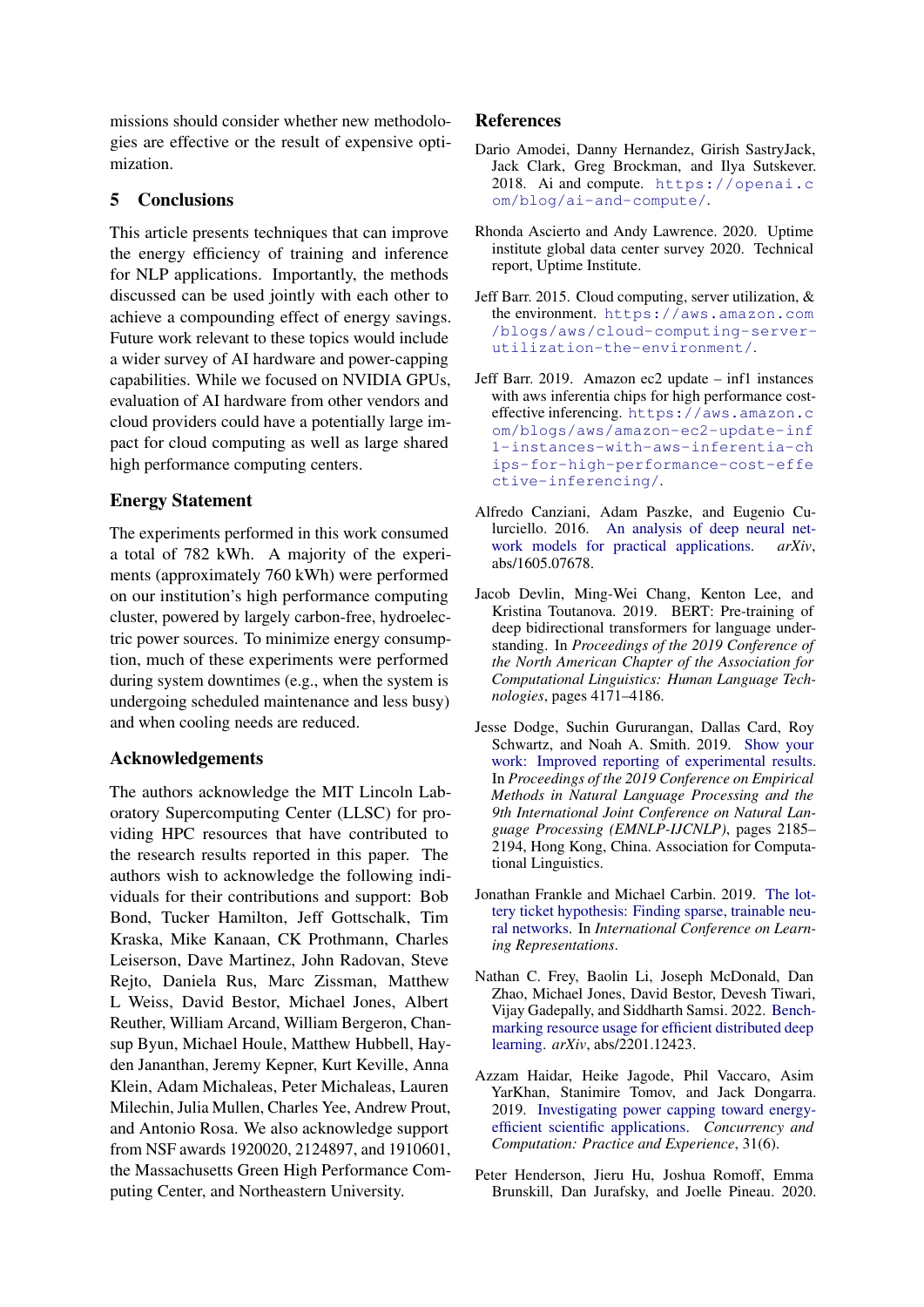missions should consider whether new methodologies are effective or the result of expensive optimization.

## 5 Conclusions

This article presents techniques that can improve the energy efficiency of training and inference for NLP applications. Importantly, the methods discussed can be used jointly with each other to achieve a compounding effect of energy savings. Future work relevant to these topics would include a wider survey of AI hardware and power-capping capabilities. While we focused on NVIDIA GPUs, evaluation of AI hardware from other vendors and cloud providers could have a potentially large impact for cloud computing as well as large shared high performance computing centers.

## Energy Statement

The experiments performed in this work consumed a total of 782 kWh. A majority of the experiments (approximately 760 kWh) were performed on our institution's high performance computing cluster, powered by largely carbon-free, hydroelectric power sources. To minimize energy consumption, much of these experiments were performed during system downtimes (e.g., when the system is undergoing scheduled maintenance and less busy) and when cooling needs are reduced.

## Acknowledgements

The authors acknowledge the MIT Lincoln Laboratory Supercomputing Center (LLSC) for providing HPC resources that have contributed to the research results reported in this paper. The authors wish to acknowledge the following individuals for their contributions and support: Bob Bond, Tucker Hamilton, Jeff Gottschalk, Tim Kraska, Mike Kanaan, CK Prothmann, Charles Leiserson, Dave Martinez, John Radovan, Steve Rejto, Daniela Rus, Marc Zissman, Matthew L Weiss, David Bestor, Michael Jones, Albert Reuther, William Arcand, William Bergeron, Chansup Byun, Michael Houle, Matthew Hubbell, Hayden Jananthan, Jeremy Kepner, Kurt Keville, Anna Klein, Adam Michaleas, Peter Michaleas, Lauren Milechin, Julia Mullen, Charles Yee, Andrew Prout, and Antonio Rosa. We also acknowledge support from NSF awards 1920020, 2124897, and 1910601, the Massachusetts Green High Performance Computing Center, and Northeastern University.

## References

Dario Amodei, Danny Hernandez, Girish SastryJack, Jack Clark, Greg Brockman, and Ilya Sutskever. 2018. Ai and compute. https://openai.com/blog/ai-and-compute/.

Rhonda Ascierto and Andy Lawrence. 2020. Uptime institute global data center survey 2020. Technical report, Uptime Institute.

Jeff Barr. 2015. Cloud computing, server utilization, & the environment. https://aws.amazon.com/blogs/aws/cloud-computing-server-utilization-the-environment/.

Jeff Barr. 2019. Amazon ec2 update – inf1 instances with aws inferentia chips for high performance cost-effective inferencing. https://aws.amazon.com/blogs/aws/amazon-ec2-update-inf1-instances-with-aws-inferentia-chips-for-high-performance-cost-effective-inferencing/.

Alfredo Canziani, Adam Paszke, and Eugenio Culurciello. 2016. An analysis of deep neural network models for practical applications. *arXiv*, abs/1605.07678.

Jacob Devlin, Ming-Wei Chang, Kenton Lee, and Kristina Toutanova. 2019. BERT: Pre-training of deep bidirectional transformers for language understanding. In *Proceedings of the 2019 Conference of the North American Chapter of the Association for Computational Linguistics: Human Language Technologies*, pages 4171–4186.

Jesse Dodge, Suchin Gururangan, Dallas Card, Roy Schwartz, and Noah A. Smith. 2019. Show your work: Improved reporting of experimental results. In *Proceedings of the 2019 Conference on Empirical Methods in Natural Language Processing and the 9th International Joint Conference on Natural Language Processing (EMNLP-IJCNLP)*, pages 2185–2194, Hong Kong, China. Association for Computational Linguistics.

Jonathan Frankle and Michael Carbin. 2019. The lottery ticket hypothesis: Finding sparse, trainable neural networks. In *International Conference on Learning Representations*.

Nathan C. Frey, Baolin Li, Joseph McDonald, Dan Zhao, Michael Jones, David Bestor, Devesh Tiwari, Vijay Gadepally, and Siddharth Samsi. 2022. Benchmarking resource usage for efficient distributed deep learning. *arXiv*, abs/2201.12423.

Azzam Haidar, Heike Jagode, Phil Vaccaro, Asim YarKhan, Stanimire Tomov, and Jack Dongarra. 2019. Investigating power capping toward energy-efficient scientific applications. *Concurrency and Computation: Practice and Experience*, 31(6).

Peter Henderson, Jieru Hu, Joshua Romoff, Emma Brunskill, Dan Jurafsky, and Joelle Pineau. 2020.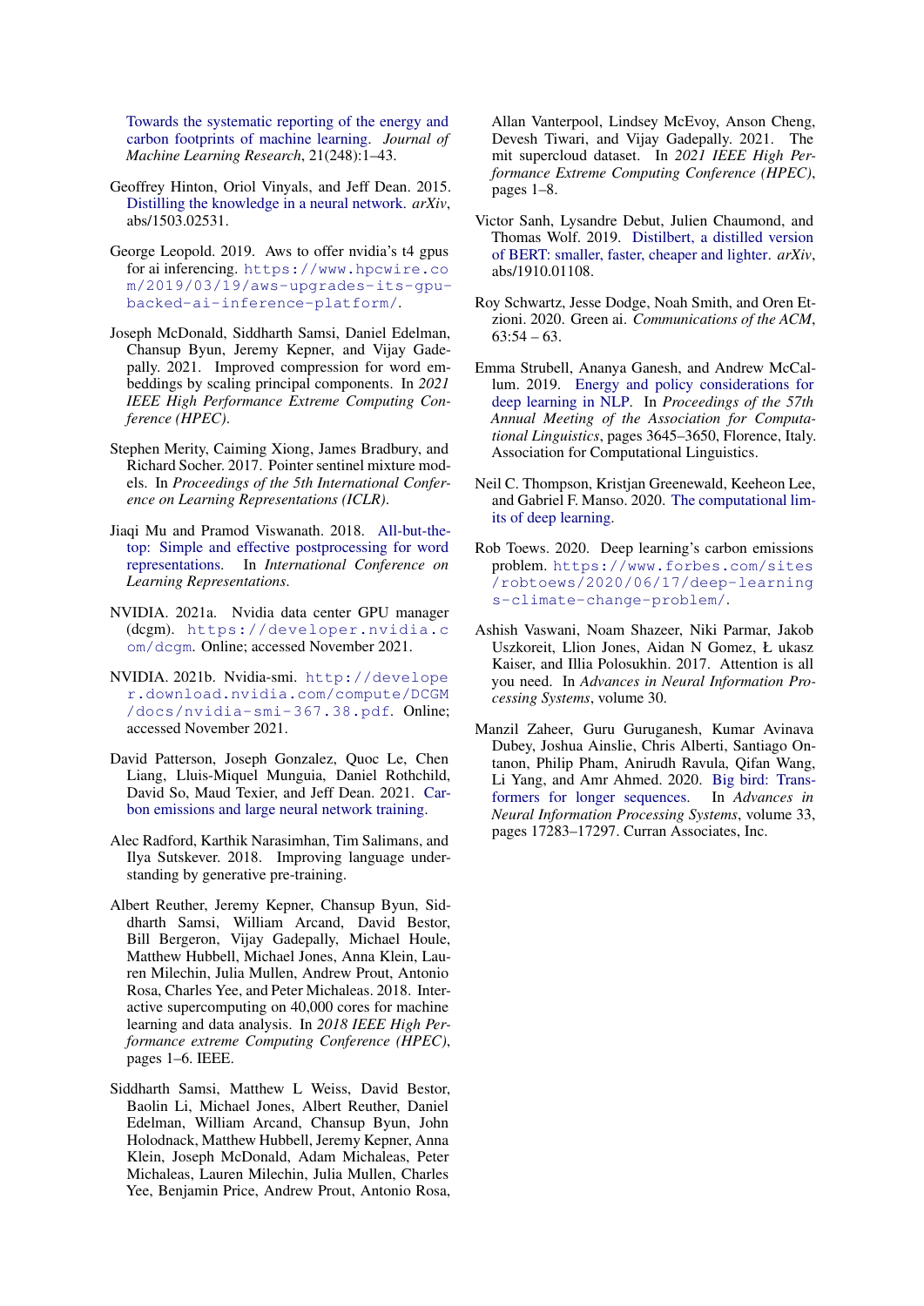Towards the systematic reporting of the energy and carbon footprints of machine learning. *Journal of Machine Learning Research*, 21(248):1–43.

Geoffrey Hinton, Oriol Vinyals, and Jeff Dean. 2015. Distilling the knowledge in a neural network. *arXiv*, abs/1503.02531.

George Leopold. 2019. Aws to offer nvidia's t4 gpus for ai inferencing. https://www.hpcwire.com/2019/03/19/aws-upgrades-its-gpu-backed-ai-inference-platform/.

Joseph McDonald, Siddharth Samsi, Daniel Edelman, Chansup Byun, Jeremy Kepner, and Vijay Gadepally. 2021. Improved compression for word embeddings by scaling principal components. In *2021 IEEE High Performance Extreme Computing Conference (HPEC)*.

Stephen Merity, Caiming Xiong, James Bradbury, and Richard Socher. 2017. Pointer sentinel mixture models. In *Proceedings of the 5th International Conference on Learning Representations (ICLR)*.

Jiaqi Mu and Pramod Viswanath. 2018. All-but-the-top: Simple and effective postprocessing for word representations. In *International Conference on Learning Representations*.

NVIDIA. 2021a. Nvidia data center GPU manager (dcgm). https://developer.nvidia.com/dcgm. Online; accessed November 2021.

NVIDIA. 2021b. Nvidia-smi. http://developer.download.nvidia.com/compute/DCGM/docs/nvidia-smi-367.38.pdf. Online; accessed November 2021.

David Patterson, Joseph Gonzalez, Quoc Le, Chen Liang, Lluis-Miquel Munguia, Daniel Rothchild, David So, Maud Texier, and Jeff Dean. 2021. Carbon emissions and large neural network training.

Alec Radford, Karthik Narasimhan, Tim Salimans, and Ilya Sutskever. 2018. Improving language understanding by generative pre-training.

Albert Reuther, Jeremy Kepner, Chansup Byun, Siddharth Samsi, William Arcand, David Bestor, Bill Bergeron, Vijay Gadepally, Michael Houle, Matthew Hubbell, Michael Jones, Anna Klein, Lauren Milechin, Julia Mullen, Andrew Prout, Antonio Rosa, Charles Yee, and Peter Michaleas. 2018. Interactive supercomputing on 40,000 cores for machine learning and data analysis. In *2018 IEEE High Performance extreme Computing Conference (HPEC)*, pages 1–6. IEEE.

Siddharth Samsi, Matthew L Weiss, David Bestor, Baolin Li, Michael Jones, Albert Reuther, Daniel Edelman, William Arcand, Chansup Byun, John Holodnack, Matthew Hubbell, Jeremy Kepner, Anna Klein, Joseph McDonald, Adam Michaleas, Peter Michaleas, Lauren Milechin, Julia Mullen, Charles Yee, Benjamin Price, Andrew Prout, Antonio Rosa, Allan Vanterpool, Lindsey McEvoy, Anson Cheng, Devesh Tiwari, and Vijay Gadepally. 2021. The mit supercloud dataset. In *2021 IEEE High Performance Extreme Computing Conference (HPEC)*, pages 1–8.

Victor Sanh, Lysandre Debut, Julien Chaumond, and Thomas Wolf. 2019. Distilbert, a distilled version of BERT: smaller, faster, cheaper and lighter. *arXiv*, abs/1910.01108.

Roy Schwartz, Jesse Dodge, Noah Smith, and Oren Etzioni. 2020. Green ai. *Communications of the ACM*, 63:54 – 63.

Emma Strubell, Ananya Ganesh, and Andrew McCallum. 2019. Energy and policy considerations for deep learning in NLP. In *Proceedings of the 57th Annual Meeting of the Association for Computational Linguistics*, pages 3645–3650, Florence, Italy. Association for Computational Linguistics.

Neil C. Thompson, Kristjan Greenewald, Keeheon Lee, and Gabriel F. Manso. 2020. The computational limits of deep learning.

Rob Toews. 2020. Deep learning's carbon emissions problem. https://www.forbes.com/sites/robtoews/2020/06/17/deep-learnings-climate-change-problem/.

Ashish Vaswani, Noam Shazeer, Niki Parmar, Jakob Uszkoreit, Llion Jones, Aidan N Gomez, Ł ukasz Kaiser, and Illia Polosukhin. 2017. Attention is all you need. In *Advances in Neural Information Processing Systems*, volume 30.

Manzil Zaheer, Guru Guruganesh, Kumar Avinava Dubey, Joshua Ainslie, Chris Alberti, Santiago Ontanon, Philip Pham, Anirudh Ravula, Qifan Wang, Li Yang, and Amr Ahmed. 2020. Big bird: Transformers for longer sequences. In *Advances in Neural Information Processing Systems*, volume 33, pages 17283–17297. Curran Associates, Inc.